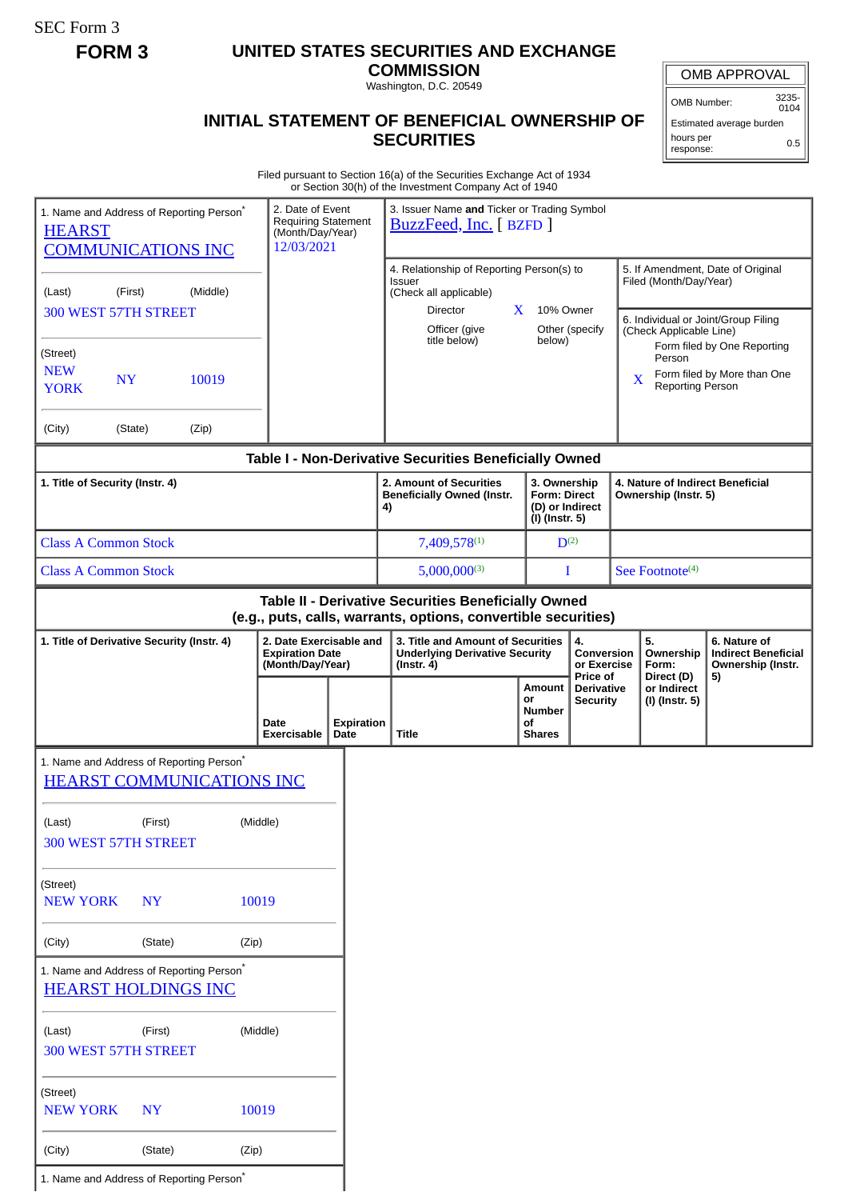SEC Form 3

**FORM 3**

# UNITED STATES SECURITIES AND EXCHANGE COMMISSION

Washington, D.C. 20549

## INITIAL STATEMENT OF BENEFICIAL OWNERSHIP OF SECURITIES

| OMB APPROVAL | |
|---|---|
| OMB Number: | 3235-0104 |
| Estimated average burden hours per response: | 0.5 |

Filed pursuant to Section 16(a) of the Securities Exchange Act of 1934 or Section 30(h) of the Investment Company Act of 1940

1. Name and Address of Reporting Person*
HEARST COMMUNICATIONS INC

(Last) (First) (Middle)
300 WEST 57TH STREET

(Street)
NEW YORK NY 10019

(City) (State) (Zip)

2. Date of Event Requiring Statement (Month/Day/Year)
12/03/2021

3. Issuer Name **and** Ticker or Trading Symbol
BuzzFeed, Inc. [ BZFD ]

4. Relationship of Reporting Person(s) to Issuer (Check all applicable)

| | | | |
|---|---|---|---|
| | Director | X | 10% Owner |
| | Officer (give title below) | | Other (specify below) |

5. If Amendment, Date of Original Filed (Month/Day/Year)

6. Individual or Joint/Group Filing (Check Applicable Line)

| | |
|---|---|
| | Form filed by One Reporting Person |
| X | Form filed by More than One Reporting Person |

### Table I - Non-Derivative Securities Beneficially Owned

| 1. Title of Security (Instr. 4) | 2. Amount of Securities Beneficially Owned (Instr. 4) | 3. Ownership Form: Direct (D) or Indirect (I) (Instr. 5) | 4. Nature of Indirect Beneficial Ownership (Instr. 5) |
|---|---|---|---|
| Class A Common Stock | 7,409,578[1] | D[2] | |
| Class A Common Stock | 5,000,000[3] | I | See Footnote[4] |

### Table II - Derivative Securities Beneficially Owned (e.g., puts, calls, warrants, options, convertible securities)

| 1. Title of Derivative Security (Instr. 4) | 2. Date Exercisable and Expiration Date (Month/Day/Year) | | 3. Title and Amount of Securities Underlying Derivative Security (Instr. 4) | | 4. Conversion or Exercise Price of Derivative Security | 5. Ownership Form: Direct (D) or Indirect (I) (Instr. 5) | 6. Nature of Indirect Beneficial Ownership (Instr. 5) |
|---|---|---|---|---|---|---|---|
| | Date Exercisable | Expiration Date | Title | Amount or Number of Shares | | | |

1. Name and Address of Reporting Person*
HEARST COMMUNICATIONS INC

(Last) (First) (Middle)
300 WEST 57TH STREET

(Street)
NEW YORK NY 10019

(City) (State) (Zip)

1. Name and Address of Reporting Person*
HEARST HOLDINGS INC

(Last) (First) (Middle)
300 WEST 57TH STREET

(Street)
NEW YORK NY 10019

(City) (State) (Zip)

1. Name and Address of Reporting Person*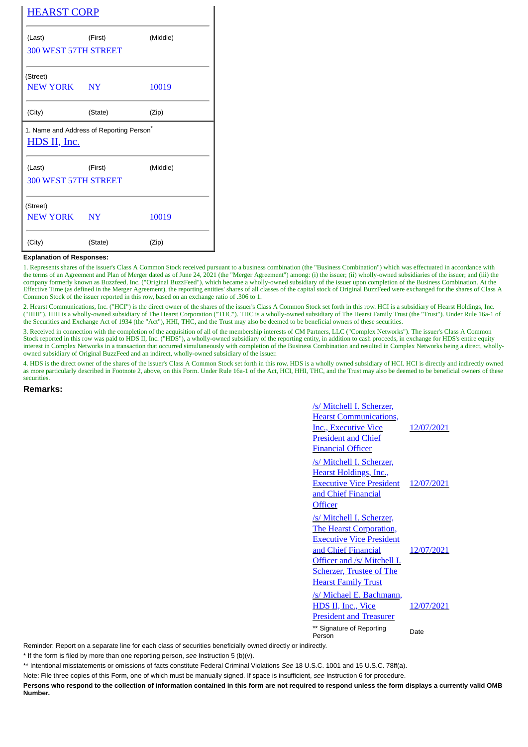| | | |
|---|---|---|
| HEARST CORP | | |
| (Last) | (First) | (Middle) |
| 300 WEST 57TH STREET | | |
| (Street) | | |
| NEW YORK | NY | 10019 |
| (City) | (State) | (Zip) |

1. Name and Address of Reporting Person*

| | | |
|---|---|---|
| HDS II, Inc. | | |
| (Last) | (First) | (Middle) |
| 300 WEST 57TH STREET | | |
| (Street) | | |
| NEW YORK | NY | 10019 |
| (City) | (State) | (Zip) |

**Explanation of Responses:**

1. Represents shares of the issuer's Class A Common Stock received pursuant to a business combination (the "Business Combination") which was effectuated in accordance with the terms of an Agreement and Plan of Merger dated as of June 24, 2021 (the "Merger Agreement") among: (i) the issuer; (ii) wholly-owned subsidiaries of the issuer; and (iii) the company formerly known as Buzzfeed, Inc. ("Original BuzzFeed"), which became a wholly-owned subsidiary of the issuer upon completion of the Business Combination. At the Effective Time (as defined in the Merger Agreement), the reporting entities' shares of all classes of the capital stock of Original BuzzFeed were exchanged for the shares of Class A Common Stock of the issuer reported in this row, based on an exchange ratio of .306 to 1.

2. Hearst Communications, Inc. ("HCI") is the direct owner of the shares of the issuer's Class A Common Stock set forth in this row. HCI is a subsidiary of Hearst Holdings, Inc. ("HHI"). HHI is a wholly-owned subsidiary of The Hearst Corporation ("THC"). THC is a wholly-owned subsidiary of The Hearst Family Trust (the "Trust"). Under Rule 16a-1 of the Securities and Exchange Act of 1934 (the "Act"), HHI, THC, and the Trust may also be deemed to be beneficial owners of these securities.

3. Received in connection with the completion of the acquisition of all of the membership interests of CM Partners, LLC ("Complex Networks"). The issuer's Class A Common Stock reported in this row was paid to HDS II, Inc. ("HDS"), a wholly-owned subsidiary of the reporting entity, in addition to cash proceeds, in exchange for HDS's entire equity interest in Complex Networks in a transaction that occurred simultaneously with completion of the Business Combination and resulted in Complex Networks being a direct, wholly-owned subsidiary of Original BuzzFeed and an indirect, wholly-owned subsidiary of the issuer.

4. HDS is the direct owner of the shares of the issuer's Class A Common Stock set forth in this row. HDS is a wholly owned subsidiary of HCI. HCI is directly and indirectly owned as more particularly described in Footnote 2, above, on this Form. Under Rule 16a-1 of the Act, HCI, HHI, THC, and the Trust may also be deemed to be beneficial owners of these securities.

**Remarks:**

| | |
|---|---|
| /s/ Mitchell I. Scherzer, Hearst Communications, Inc., Executive Vice President and Chief Financial Officer | 12/07/2021 |
| /s/ Mitchell I. Scherzer, Hearst Holdings, Inc., Executive Vice President and Chief Financial Officer | 12/07/2021 |
| /s/ Mitchell I. Scherzer, The Hearst Corporation, Executive Vice President and Chief Financial Officer and /s/ Mitchell I. Scherzer, Trustee of The Hearst Family Trust | 12/07/2021 |
| /s/ Michael E. Bachmann, HDS II, Inc., Vice President and Treasurer | 12/07/2021 |
| ** Signature of Reporting Person | Date |

Reminder: Report on a separate line for each class of securities beneficially owned directly or indirectly.

* If the form is filed by more than one reporting person, *see* Instruction 5 (b)(v).

** Intentional misstatements or omissions of facts constitute Federal Criminal Violations *See* 18 U.S.C. 1001 and 15 U.S.C. 78ff(a).

Note: File three copies of this Form, one of which must be manually signed. If space is insufficient, *see* Instruction 6 for procedure.

**Persons who respond to the collection of information contained in this form are not required to respond unless the form displays a currently valid OMB Number.**